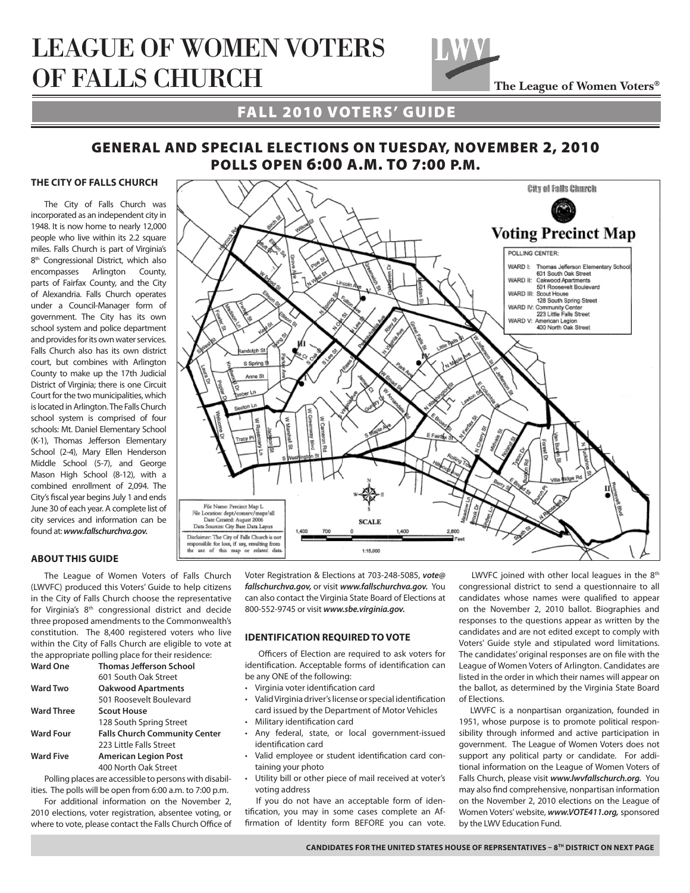# LEAGUE OF WOMEN VOTERS OF FALLS CHURCH

The League of Women Voters®

## FALL 2010 VOTERS' GUIDE

## GENERAL AND SPECIAL ELECTIONS ON TUESDAY, NOVEMBER 2, 2010
## POLLS OPEN 6:00 A.M. TO 7:00 P.M.

### THE CITY OF FALLS CHURCH

The City of Falls Church was incorporated as an independent city in 1948. It is now home to nearly 12,000 people who live within its 2.2 square miles. Falls Church is part of Virginia's 8th Congressional District, which also encompasses Arlington County, parts of Fairfax County, and the City of Alexandria. Falls Church operates under a Council-Manager form of government. The City has its own school system and police department and provides for its own water services. Falls Church also has its own district court, but combines with Arlington County to make up the 17th Judicial District of Virginia; there is one Circuit Court for the two municipalities, which is located in Arlington. The Falls Church school system is comprised of four schools: Mt. Daniel Elementary School (K-1), Thomas Jefferson Elementary School (2-4), Mary Ellen Henderson Middle School (5-7), and George Mason High School (8-12), with a combined enrollment of 2,094. The City's fiscal year begins July 1 and ends June 30 of each year. A complete list of city services and information can be found at: ***www.fallschurchva.gov.***

City of Falls Church

Voting Precinct Map

POLLING CENTER:
WARD I: Thomas Jefferson Elementary School, 601 South Oak Street
WARD II: Oakwood Apartments, 501 Roosevelt Boulevard
WARD III: Scout House, 128 South Spring Street
WARD IV: Community Center, 223 Little Falls Street
WARD V: American Legion, 400 North Oak Street

File Name: Precinct Map L
File Location: dept/comsrv/maps/all
Date Created: August 2006
Data Sources: City Base Data Layers
Disclaimer: The City of Falls Church is not responsible for loss, if any, resulting from the use of this map or related data.

SCALE
1,400 700 0 1,400 2,800 Feet
1:15,000

### ABOUT THIS GUIDE

The League of Women Voters of Falls Church (LWVFC) produced this Voters' Guide to help citizens in the City of Falls Church choose the representative for Virginia's 8th congressional district and decide three proposed amendments to the Commonwealth's constitution. The 8,400 registered voters who live within the City of Falls Church are eligible to vote at the appropriate polling place for their residence:

| | |
|---|---|
| **Ward One** | **Thomas Jefferson School**<br>601 South Oak Street |
| **Ward Two** | **Oakwood Apartments**<br>501 Roosevelt Boulevard |
| **Ward Three** | **Scout House**<br>128 South Spring Street |
| **Ward Four** | **Falls Church Community Center**<br>223 Little Falls Street |
| **Ward Five** | **American Legion Post**<br>400 North Oak Street |

Polling places are accessible to persons with disabilities. The polls will be open from 6:00 a.m. to 7:00 p.m.

For additional information on the November 2, 2010 elections, voter registration, absentee voting, or where to vote, please contact the Falls Church Office of Voter Registration & Elections at 703-248-5085, ***vote@fallschurchva.gov,*** or visit ***www.fallschurchva.gov.*** You can also contact the Virginia State Board of Elections at 800-552-9745 or visit ***www.sbe.virginia.gov.***

### IDENTIFICATION REQUIRED TO VOTE

Officers of Election are required to ask voters for identification. Acceptable forms of identification can be any ONE of the following:

- Virginia voter identification card
- Valid Virginia driver's license or special identification card issued by the Department of Motor Vehicles
- Military identification card
- Any federal, state, or local government-issued identification card
- Valid employee or student identification card containing your photo
- Utility bill or other piece of mail received at voter's voting address

If you do not have an acceptable form of identification, you may in some cases complete an Affirmation of Identity form BEFORE you can vote.

LWVFC joined with other local leagues in the 8th congressional district to send a questionnaire to all candidates whose names were qualified to appear on the November 2, 2010 ballot. Biographies and responses to the questions appear as written by the candidates and are not edited except to comply with Voters' Guide style and stipulated word limitations. The candidates' original responses are on file with the League of Women Voters of Arlington. Candidates are listed in the order in which their names will appear on the ballot, as determined by the Virginia State Board of Elections.

LWVFC is a nonpartisan organization, founded in 1951, whose purpose is to promote political responsibility through informed and active participation in government. The League of Women Voters does not support any political party or candidate. For additional information on the League of Women Voters of Falls Church, please visit ***www.lwvfallschurch.org.*** You may also find comprehensive, nonpartisan information on the November 2, 2010 elections on the League of Women Voters' website, ***www.VOTE411.org,*** sponsored by the LWV Education Fund.

**CANDIDATES FOR THE UNITED STATES HOUSE OF REPRSENTATIVES – 8TH DISTRICT ON NEXT PAGE**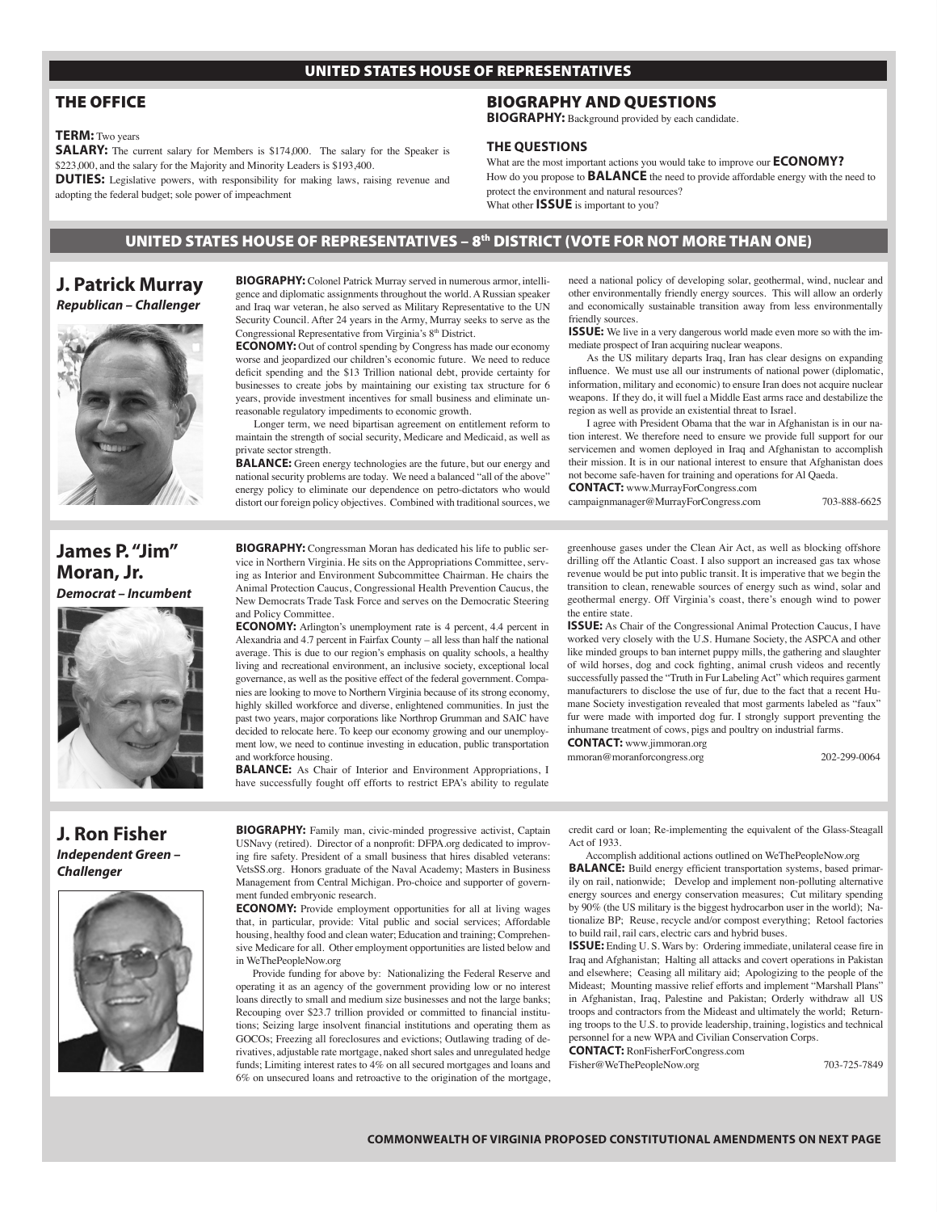# UNITED STATES HOUSE OF REPRESENTATIVES

## THE OFFICE

**TERM:** Two years

**SALARY:** The current salary for Members is $174,000. The salary for the Speaker is $223,000, and the salary for the Majority and Minority Leaders is $193,400.

**DUTIES:** Legislative powers, with responsibility for making laws, raising revenue and adopting the federal budget; sole power of impeachment

## BIOGRAPHY AND QUESTIONS

**BIOGRAPHY:** Background provided by each candidate.

### THE QUESTIONS

What are the most important actions you would take to improve our **ECONOMY?**

How do you propose to **BALANCE** the need to provide affordable energy with the need to protect the environment and natural resources?

What other **ISSUE** is important to you?

# UNITED STATES HOUSE OF REPRESENTATIVES – 8th DISTRICT (VOTE FOR NOT MORE THAN ONE)

## J. Patrick Murray

***Republican – Challenger***

**BIOGRAPHY:** Colonel Patrick Murray served in numerous armor, intelligence and diplomatic assignments throughout the world. A Russian speaker and Iraq war veteran, he also served as Military Representative to the UN Security Council. After 24 years in the Army, Murray seeks to serve as the Congressional Representative from Virginia's 8th District.

**ECONOMY:** Out of control spending by Congress has made our economy worse and jeopardized our children's economic future. We need to reduce deficit spending and the $13 Trillion national debt, provide certainty for businesses to create jobs by maintaining our existing tax structure for 6 years, provide investment incentives for small business and eliminate unreasonable regulatory impediments to economic growth.

Longer term, we need bipartisan agreement on entitlement reform to maintain the strength of social security, Medicare and Medicaid, as well as private sector strength.

**BALANCE:** Green energy technologies are the future, but our energy and national security problems are today. We need a balanced "all of the above" energy policy to eliminate our dependence on petro-dictators who would distort our foreign policy objectives. Combined with traditional sources, we need a national policy of developing solar, geothermal, wind, nuclear and other environmentally friendly energy sources. This will allow an orderly and economically sustainable transition away from less environmentally friendly sources.

**ISSUE:** We live in a very dangerous world made even more so with the immediate prospect of Iran acquiring nuclear weapons.

As the US military departs Iraq, Iran has clear designs on expanding influence. We must use all our instruments of national power (diplomatic, information, military and economic) to ensure Iran does not acquire nuclear weapons. If they do, it will fuel a Middle East arms race and destabilize the region as well as provide an existential threat to Israel.

I agree with President Obama that the war in Afghanistan is in our nation interest. We therefore need to ensure we provide full support for our servicemen and women deployed in Iraq and Afghanistan to accomplish their mission. It is in our national interest to ensure that Afghanistan does not become safe-haven for training and operations for Al Qaeda.

**CONTACT:** www.MurrayForCongress.com

campaignmanager@MurrayForCongress.com 703-888-6625

## James P. "Jim" Moran, Jr.

***Democrat – Incumbent***

**BIOGRAPHY:** Congressman Moran has dedicated his life to public service in Northern Virginia. He sits on the Appropriations Committee, serving as Interior and Environment Subcommittee Chairman. He chairs the Animal Protection Caucus, Congressional Health Prevention Caucus, the New Democrats Trade Task Force and serves on the Democratic Steering and Policy Committee.

**ECONOMY:** Arlington's unemployment rate is 4 percent, 4.4 percent in Alexandria and 4.7 percent in Fairfax County – all less than half the national average. This is due to our region's emphasis on quality schools, a healthy living and recreational environment, an inclusive society, exceptional local governance, as well as the positive effect of the federal government. Companies are looking to move to Northern Virginia because of its strong economy, highly skilled workforce and diverse, enlightened communities. In just the past two years, major corporations like Northrop Grumman and SAIC have decided to relocate here. To keep our economy growing and our unemployment low, we need to continue investing in education, public transportation and workforce housing.

**BALANCE:** As Chair of Interior and Environment Appropriations, I have successfully fought off efforts to restrict EPA's ability to regulate greenhouse gases under the Clean Air Act, as well as blocking offshore drilling off the Atlantic Coast. I also support an increased gas tax whose revenue would be put into public transit. It is imperative that we begin the transition to clean, renewable sources of energy such as wind, solar and geothermal energy. Off Virginia's coast, there's enough wind to power the entire state.

**ISSUE:** As Chair of the Congressional Animal Protection Caucus, I have worked very closely with the U.S. Humane Society, the ASPCA and other like minded groups to ban internet puppy mills, the gathering and slaughter of wild horses, dog and cock fighting, animal crush videos and recently successfully passed the "Truth in Fur Labeling Act" which requires garment manufacturers to disclose the use of fur, due to the fact that a recent Humane Society investigation revealed that most garments labeled as "faux" fur were made with imported dog fur. I strongly support preventing the inhumane treatment of cows, pigs and poultry on industrial farms.

**CONTACT:** www.jimmoran.org

mmoran@moranforcongress.org 202-299-0064

## J. Ron Fisher

***Independent Green – Challenger***

**BIOGRAPHY:** Family man, civic-minded progressive activist, Captain USNavy (retired). Director of a nonprofit: DFPA.org dedicated to improving fire safety. President of a small business that hires disabled veterans: VetsSS.org. Honors graduate of the Naval Academy; Masters in Business Management from Central Michigan. Pro-choice and supporter of government funded embryonic research.

**ECONOMY:** Provide employment opportunities for all at living wages that, in particular, provide: Vital public and social services; Affordable housing, healthy food and clean water; Education and training; Comprehensive Medicare for all. Other employment opportunities are listed below and in WeThePeopleNow.org

Provide funding for above by: Nationalizing the Federal Reserve and operating it as an agency of the government providing low or no interest loans directly to small and medium size businesses and not the large banks; Recouping over $23.7 trillion provided or committed to financial institutions; Seizing large insolvent financial institutions and operating them as GOCOs; Freezing all foreclosures and evictions; Outlawing trading of derivatives, adjustable rate mortgage, naked short sales and unregulated hedge funds; Limiting interest rates to 4% on all secured mortgages and loans and 6% on unsecured loans and retroactive to the origination of the mortgage, credit card or loan; Re-implementing the equivalent of the Glass-Steagall Act of 1933.

Accomplish additional actions outlined on WeThePeopleNow.org

**BALANCE:** Build energy efficient transportation systems, based primarily on rail, nationwide; Develop and implement non-polluting alternative energy sources and energy conservation measures; Cut military spending by 90% (the US military is the biggest hydrocarbon user in the world); Nationalize BP; Reuse, recycle and/or compost everything; Retool factories to build rail, rail cars, electric cars and hybrid buses.

**ISSUE:** Ending U. S. Wars by: Ordering immediate, unilateral cease fire in Iraq and Afghanistan; Halting all attacks and covert operations in Pakistan and elsewhere; Ceasing all military aid; Apologizing to the people of the Mideast; Mounting massive relief efforts and implement "Marshall Plans" in Afghanistan, Iraq, Palestine and Pakistan; Orderly withdraw all US troops and contractors from the Mideast and ultimately the world; Returning troops to the U.S. to provide leadership, training, logistics and technical personnel for a new WPA and Civilian Conservation Corps.

**CONTACT:** RonFisherForCongress.com

Fisher@WeThePeopleNow.org 703-725-7849

**COMMONWEALTH OF VIRGINIA PROPOSED CONSTITUTIONAL AMENDMENTS ON NEXT PAGE**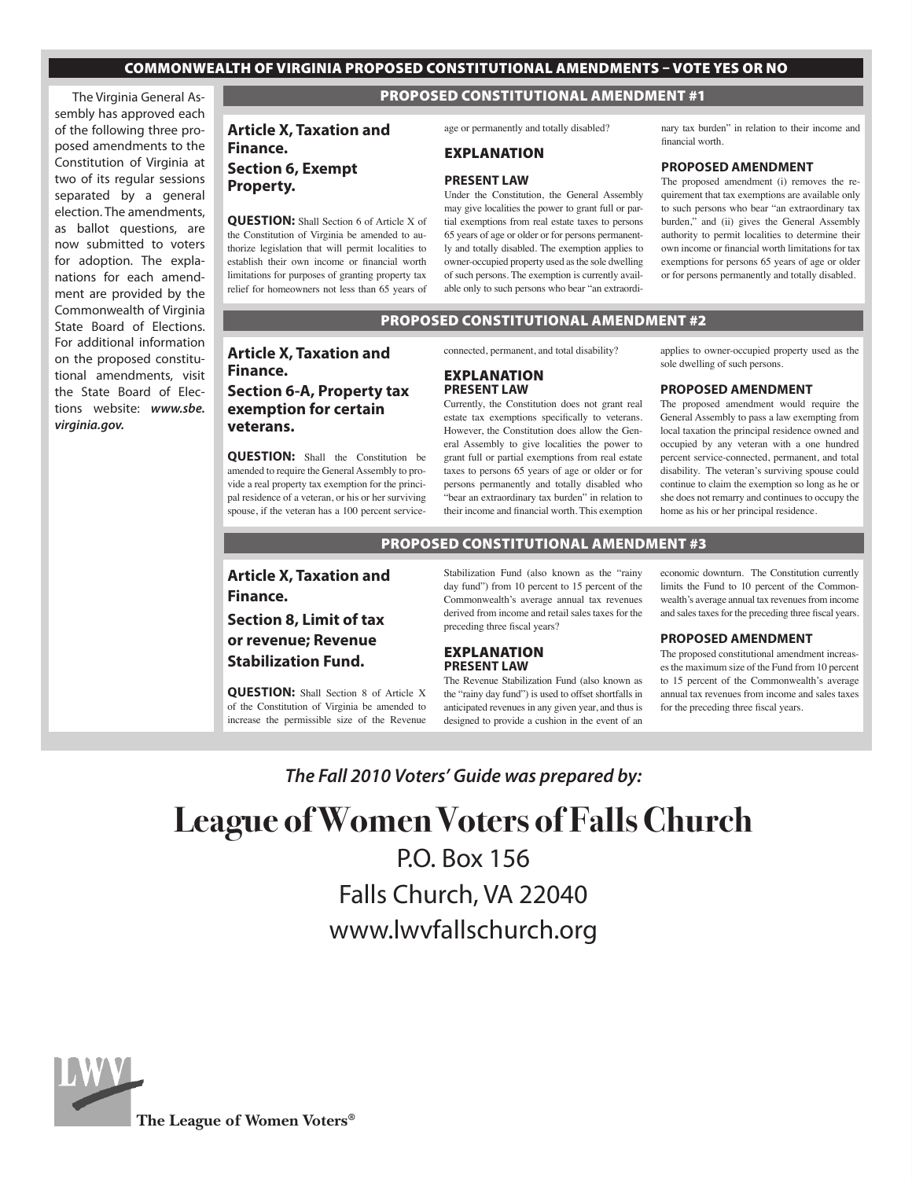## COMMONWEALTH OF VIRGINIA PROPOSED CONSTITUTIONAL AMENDMENTS – VOTE YES OR NO

The Virginia General Assembly has approved each of the following three proposed amendments to the Constitution of Virginia at two of its regular sessions separated by a general election. The amendments, as ballot questions, are now submitted to voters for adoption. The explanations for each amendment are provided by the Commonwealth of Virginia State Board of Elections. For additional information on the proposed constitutional amendments, visit the State Board of Elections website: ***www.sbe.virginia.gov.***

### PROPOSED CONSTITUTIONAL AMENDMENT #1

**Article X, Taxation and Finance.**
**Section 6, Exempt Property.**

**QUESTION:** Shall Section 6 of Article X of the Constitution of Virginia be amended to authorize legislation that will permit localities to establish their own income or financial worth limitations for purposes of granting property tax relief for homeowners not less than 65 years of age or permanently and totally disabled?

#### EXPLANATION

**PRESENT LAW**

Under the Constitution, the General Assembly may give localities the power to grant full or partial exemptions from real estate taxes to persons 65 years of age or older or for persons permanently and totally disabled. The exemption applies to owner-occupied property used as the sole dwelling of such persons. The exemption is currently available only to such persons who bear "an extraordinary tax burden" in relation to their income and financial worth.

**PROPOSED AMENDMENT**

The proposed amendment (i) removes the requirement that tax exemptions are available only to such persons who bear "an extraordinary tax burden," and (ii) gives the General Assembly authority to permit localities to determine their own income or financial worth limitations for tax exemptions for persons 65 years of age or older or for persons permanently and totally disabled.

### PROPOSED CONSTITUTIONAL AMENDMENT #2

**Article X, Taxation and Finance.**
**Section 6-A, Property tax exemption for certain veterans.**

**QUESTION:** Shall the Constitution be amended to require the General Assembly to provide a real property tax exemption for the principal residence of a veteran, or his or her surviving spouse, if the veteran has a 100 percent service-connected, permanent, and total disability?

#### EXPLANATION

**PRESENT LAW**

Currently, the Constitution does not grant real estate tax exemptions specifically to veterans. However, the Constitution does allow the General Assembly to give localities the power to grant full or partial exemptions from real estate taxes to persons 65 years of age or older or for persons permanently and totally disabled who "bear an extraordinary tax burden" in relation to their income and financial worth. This exemption applies to owner-occupied property used as the sole dwelling of such persons.

**PROPOSED AMENDMENT**

The proposed amendment would require the General Assembly to pass a law exempting from local taxation the principal residence owned and occupied by any veteran with a one hundred percent service-connected, permanent, and total disability. The veteran's surviving spouse could continue to claim the exemption so long as he or she does not remarry and continues to occupy the home as his or her principal residence.

### PROPOSED CONSTITUTIONAL AMENDMENT #3

**Article X, Taxation and Finance.**
**Section 8, Limit of tax or revenue; Revenue Stabilization Fund.**

**QUESTION:** Shall Section 8 of Article X of the Constitution of Virginia be amended to increase the permissible size of the Revenue Stabilization Fund (also known as the "rainy day fund") from 10 percent to 15 percent of the Commonwealth's average annual tax revenues derived from income and retail sales taxes for the preceding three fiscal years?

#### EXPLANATION

**PRESENT LAW**

The Revenue Stabilization Fund (also known as the "rainy day fund") is used to offset shortfalls in anticipated revenues in any given year, and thus is designed to provide a cushion in the event of an economic downturn. The Constitution currently limits the Fund to 10 percent of the Commonwealth's average annual tax revenues from income and sales taxes for the preceding three fiscal years.

**PROPOSED AMENDMENT**

The proposed constitutional amendment increases the maximum size of the Fund from 10 percent to 15 percent of the Commonwealth's average annual tax revenues from income and sales taxes for the preceding three fiscal years.

***The Fall 2010 Voters' Guide was prepared by:***

# League of Women Voters of Falls Church

P.O. Box 156
Falls Church, VA 22040
www.lwvfallschurch.org

**The League of Women Voters®**